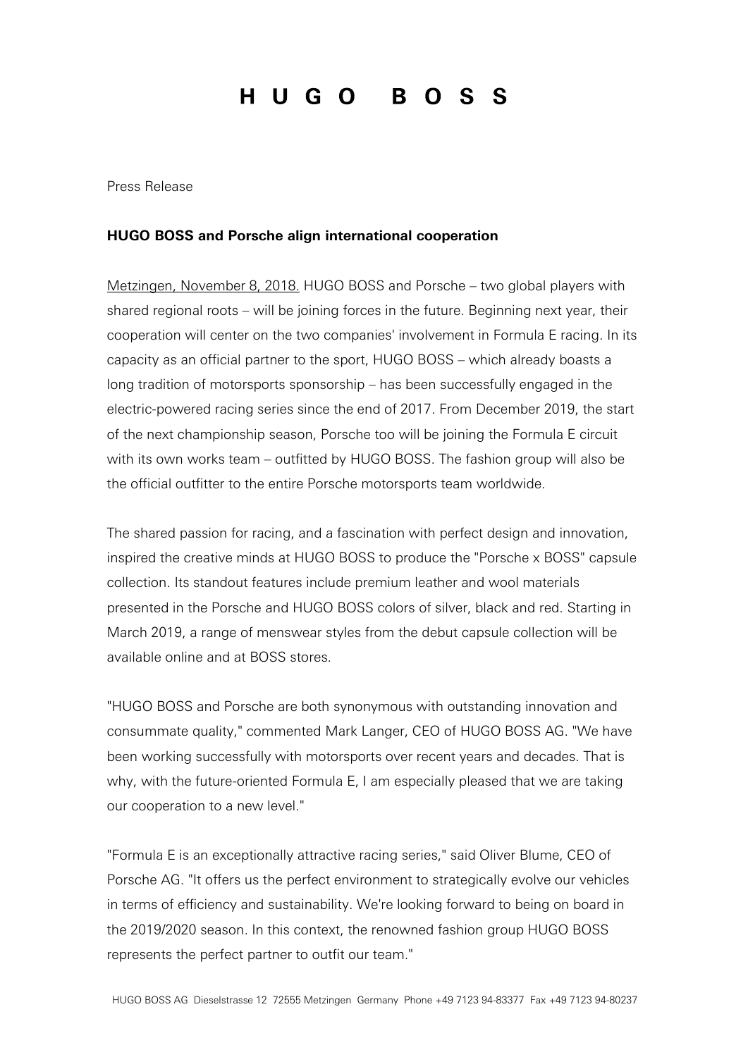# H U G O B O S S

Press Release

**HUGO BOSS and Porsche align international cooperation**

Metzingen, November 8, 2018. HUGO BOSS and Porsche – two global players with shared regional roots – will be joining forces in the future. Beginning next year, their cooperation will center on the two companies' involvement in Formula E racing. In its capacity as an official partner to the sport, HUGO BOSS – which already boasts a long tradition of motorsports sponsorship – has been successfully engaged in the electric-powered racing series since the end of 2017. From December 2019, the start of the next championship season, Porsche too will be joining the Formula E circuit with its own works team – outfitted by HUGO BOSS. The fashion group will also be the official outfitter to the entire Porsche motorsports team worldwide.

The shared passion for racing, and a fascination with perfect design and innovation, inspired the creative minds at HUGO BOSS to produce the "Porsche x BOSS" capsule collection. Its standout features include premium leather and wool materials presented in the Porsche and HUGO BOSS colors of silver, black and red. Starting in March 2019, a range of menswear styles from the debut capsule collection will be available online and at BOSS stores.

"HUGO BOSS and Porsche are both synonymous with outstanding innovation and consummate quality," commented Mark Langer, CEO of HUGO BOSS AG. "We have been working successfully with motorsports over recent years and decades. That is why, with the future-oriented Formula E, I am especially pleased that we are taking our cooperation to a new level."

"Formula E is an exceptionally attractive racing series," said Oliver Blume, CEO of Porsche AG. "It offers us the perfect environment to strategically evolve our vehicles in terms of efficiency and sustainability. We're looking forward to being on board in the 2019/2020 season. In this context, the renowned fashion group HUGO BOSS represents the perfect partner to outfit our team."

HUGO BOSS AG Dieselstrasse 12 72555 Metzingen Germany Phone +49 7123 94-83377 Fax +49 7123 94-80237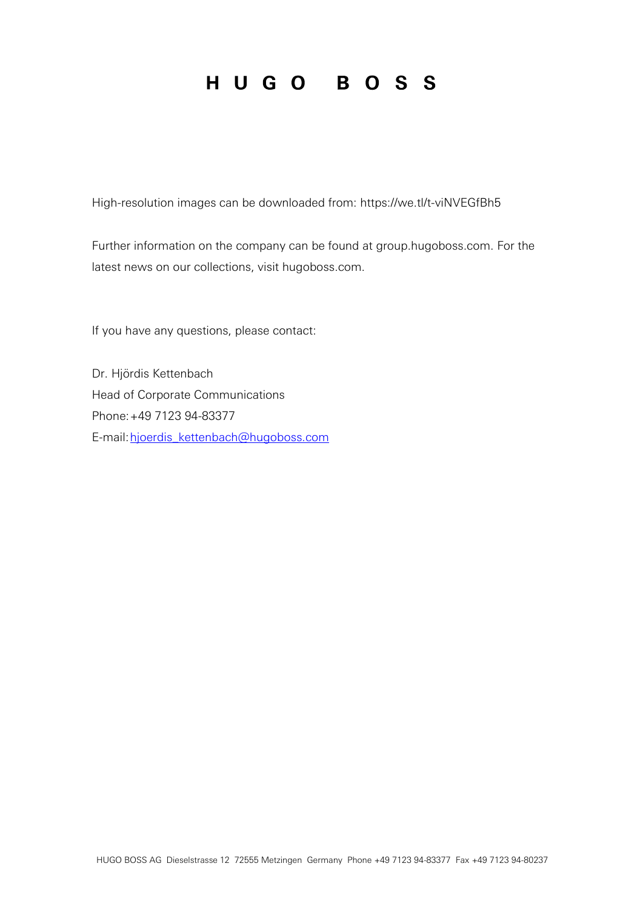# H U G O   B O S S

High-resolution images can be downloaded from: https://we.tl/t-viNVEGfBh5

Further information on the company can be found at group.hugoboss.com. For the latest news on our collections, visit hugoboss.com.

If you have any questions, please contact:

Dr. Hjördis Kettenbach
Head of Corporate Communications
Phone: +49 7123 94-83377
E-mail: hjoerdis_kettenbach@hugoboss.com

HUGO BOSS AG Dieselstrasse 12 72555 Metzingen Germany Phone +49 7123 94-83377 Fax +49 7123 94-80237